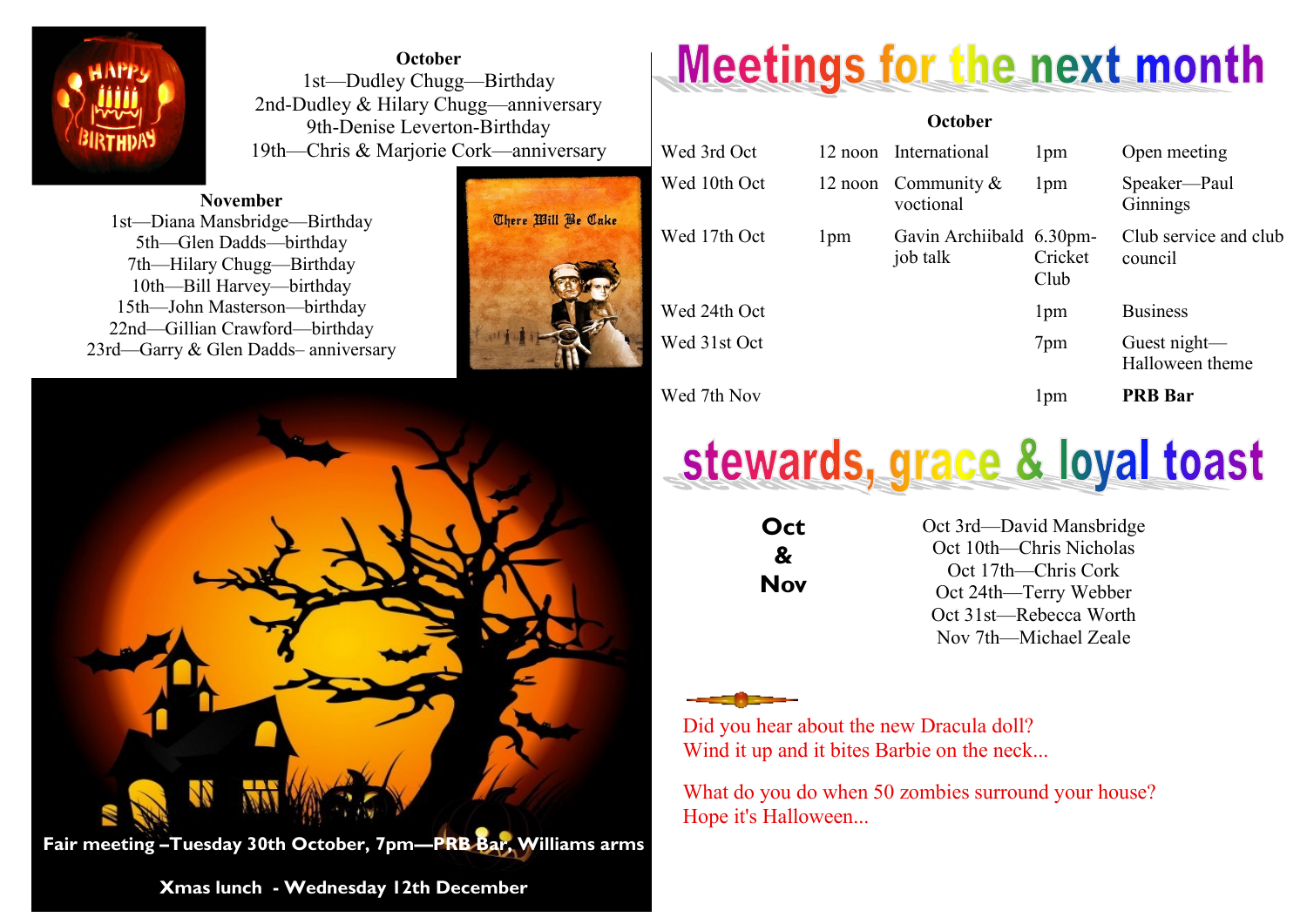**October**

1st—Dudley Chugg—Birthday
2nd-Dudley & Hilary Chugg—anniversary
9th-Denise Leverton-Birthday
19th—Chris & Marjorie Cork—anniversary

**November**

1st—Diana Mansbridge—Birthday
5th—Glen Dadds—birthday
7th—Hilary Chugg—Birthday
10th—Bill Harvey—birthday
15th—John Masterson—birthday
22nd—Gillian Crawford—birthday
23rd—Garry & Glen Dadds– anniversary

**Fair meeting –Tuesday 30th October, 7pm—PRB Bar, Williams arms**

**Xmas lunch - Wednesday 12th December**

# Meetings for the next month

**October**

| | | | | |
|---|---|---|---|---|
| Wed 3rd Oct | 12 noon | International | 1pm | Open meeting |
| Wed 10th Oct | 12 noon | Community & voctional | 1pm | Speaker—Paul Ginnings |
| Wed 17th Oct | 1pm | Gavin Archiibald job talk | 6.30pm- Cricket Club | Club service and club council |
| Wed 24th Oct | | | 1pm | Business |
| Wed 31st Oct | | | 7pm | Guest night—Halloween theme |
| Wed 7th Nov | | | 1pm | **PRB Bar** |

# stewards, grace & loyal toast

**Oct & Nov**

Oct 3rd—David Mansbridge
Oct 10th—Chris Nicholas
Oct 17th—Chris Cork
Oct 24th—Terry Webber
Oct 31st—Rebecca Worth
Nov 7th—Michael Zeale

Did you hear about the new Dracula doll?
Wind it up and it bites Barbie on the neck...

What do you do when 50 zombies surround your house?
Hope it's Halloween...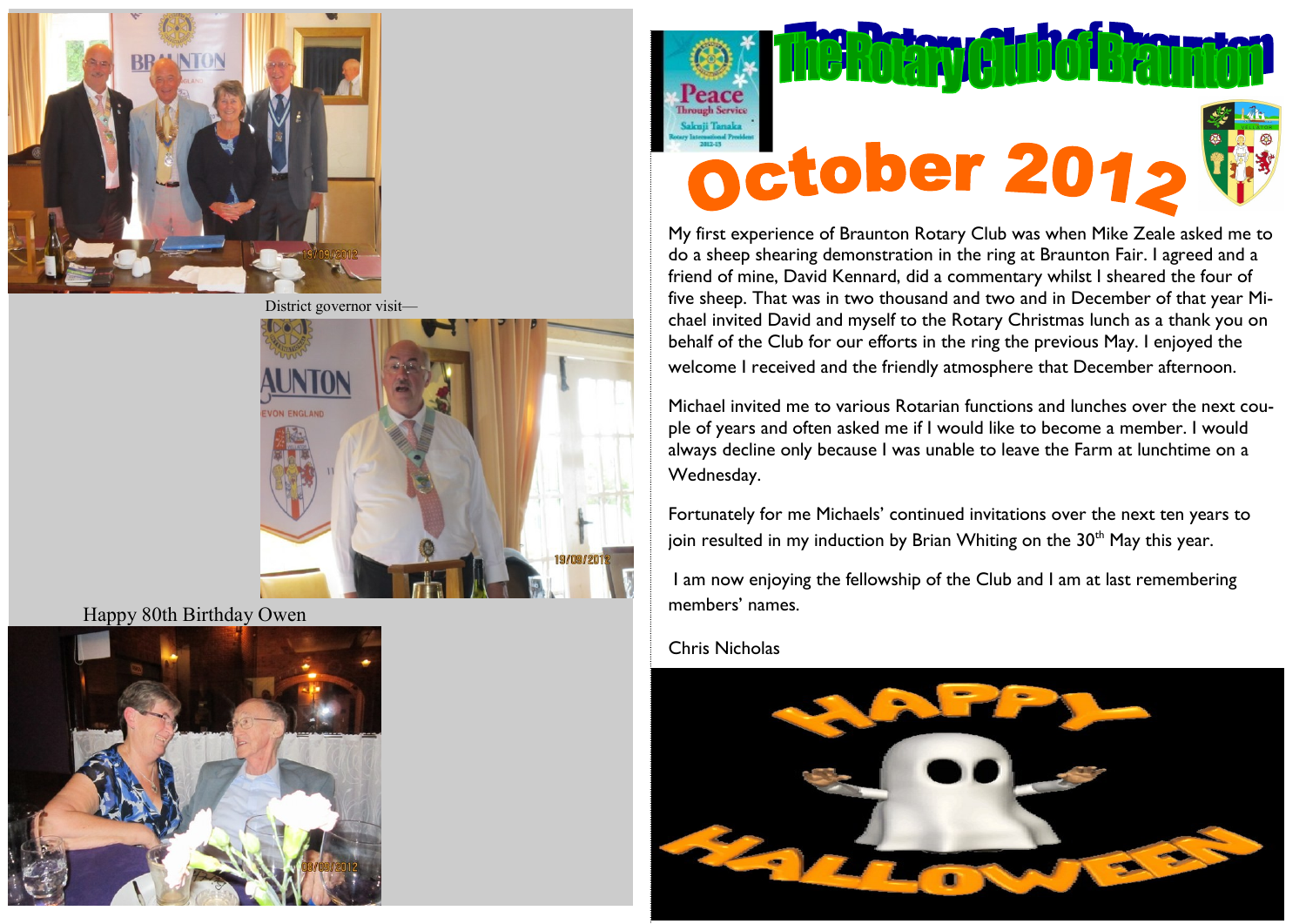District governor visit—

Happy 80th Birthday Owen

# The Rotary Club of Braunton

## October 2012

My first experience of Braunton Rotary Club was when Mike Zeale asked me to do a sheep shearing demonstration in the ring at Braunton Fair. I agreed and a friend of mine, David Kennard, did a commentary whilst I sheared the four of five sheep. That was in two thousand and two and in December of that year Michael invited David and myself to the Rotary Christmas lunch as a thank you on behalf of the Club for our efforts in the ring the previous May. I enjoyed the welcome I received and the friendly atmosphere that December afternoon.

Michael invited me to various Rotarian functions and lunches over the next couple of years and often asked me if I would like to become a member. I would always decline only because I was unable to leave the Farm at lunchtime on a Wednesday.

Fortunately for me Michaels' continued invitations over the next ten years to join resulted in my induction by Brian Whiting on the 30th May this year.

I am now enjoying the fellowship of the Club and I am at last remembering members' names.

Chris Nicholas